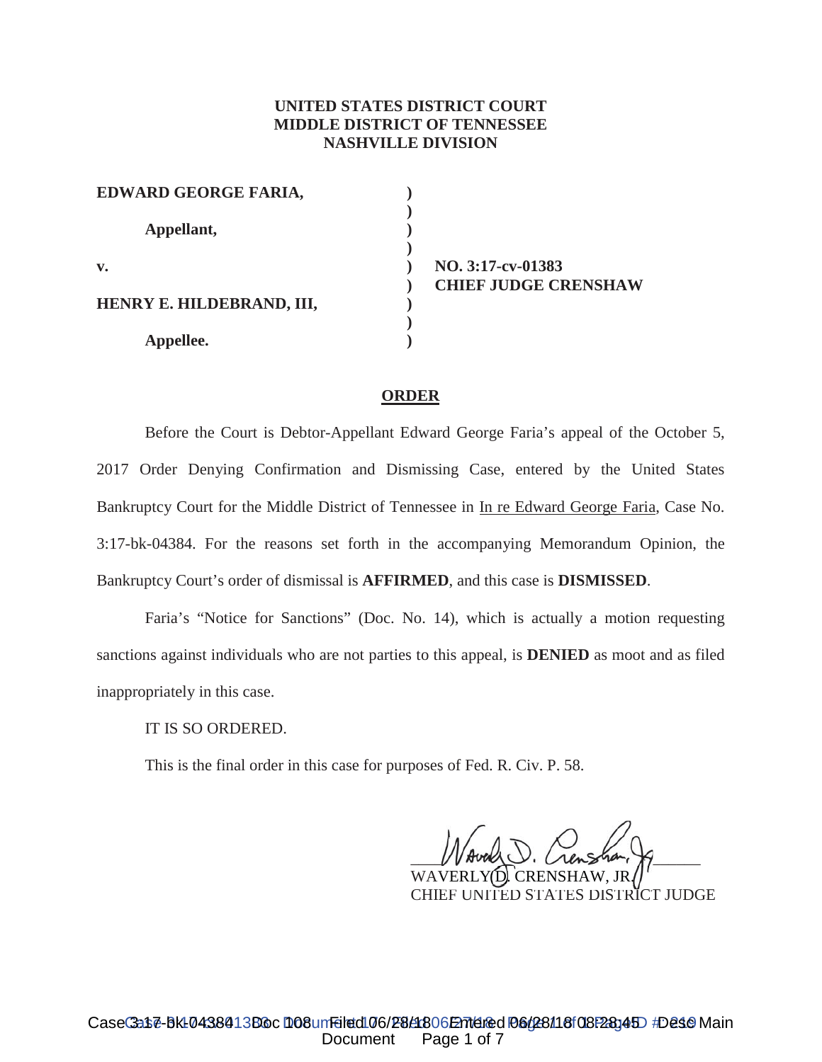**UNITED STATES DISTRICT COURT**
**MIDDLE DISTRICT OF TENNESSEE**
**NASHVILLE DIVISION**

| | | |
|---|---|---|
| **EDWARD GEORGE FARIA,** | ) | |
| | ) | |
| **Appellant,** | ) | |
| | ) | |
| **v.** | ) | **NO. 3:17-cv-01383** |
| | ) | **CHIEF JUDGE CRENSHAW** |
| **HENRY E. HILDEBRAND, III,** | ) | |
| | ) | |
| **Appellee.** | ) | |

# ORDER

Before the Court is Debtor-Appellant Edward George Faria's appeal of the October 5, 2017 Order Denying Confirmation and Dismissing Case, entered by the United States Bankruptcy Court for the Middle District of Tennessee in In re Edward George Faria, Case No. 3:17-bk-04384. For the reasons set forth in the accompanying Memorandum Opinion, the Bankruptcy Court's order of dismissal is **AFFIRMED**, and this case is **DISMISSED**.

Faria's "Notice for Sanctions" (Doc. No. 14), which is actually a motion requesting sanctions against individuals who are not parties to this appeal, is **DENIED** as moot and as filed inappropriately in this case.

IT IS SO ORDERED.

This is the final order in this case for purposes of Fed. R. Civ. P. 58.

WAVERLY D. CRENSHAW, JR.
CHIEF UNITED STATES DISTRICT JUDGE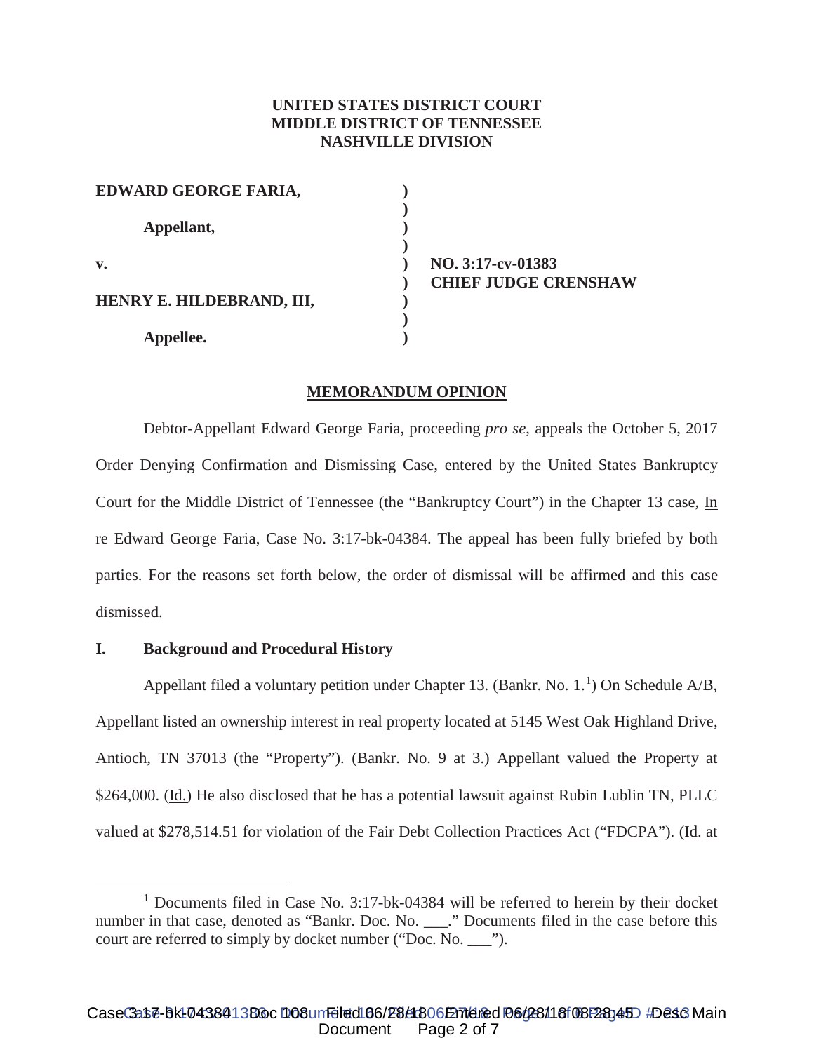**UNITED STATES DISTRICT COURT**
**MIDDLE DISTRICT OF TENNESSEE**
**NASHVILLE DIVISION**

| | | |
|---|---|---|
| **EDWARD GEORGE FARIA,** | ) | |
| **Appellant,** | ) | |
| **v.** | ) | **NO. 3:17-cv-01383** |
| | ) | **CHIEF JUDGE CRENSHAW** |
| **HENRY E. HILDEBRAND, III,** | ) | |
| **Appellee.** | ) | |

**MEMORANDUM OPINION**

Debtor-Appellant Edward George Faria, proceeding *pro se*, appeals the October 5, 2017 Order Denying Confirmation and Dismissing Case, entered by the United States Bankruptcy Court for the Middle District of Tennessee (the "Bankruptcy Court") in the Chapter 13 case, In re Edward George Faria, Case No. 3:17-bk-04384. The appeal has been fully briefed by both parties. For the reasons set forth below, the order of dismissal will be affirmed and this case dismissed.

## I. Background and Procedural History

Appellant filed a voluntary petition under Chapter 13. (Bankr. No. 1.[1]) On Schedule A/B, Appellant listed an ownership interest in real property located at 5145 West Oak Highland Drive, Antioch, TN 37013 (the "Property"). (Bankr. No. 9 at 3.) Appellant valued the Property at $264,000. (Id.) He also disclosed that he has a potential lawsuit against Rubin Lublin TN, PLLC valued at $278,514.51 for violation of the Fair Debt Collection Practices Act ("FDCPA"). (Id. at

[1] Documents filed in Case No. 3:17-bk-04384 will be referred to herein by their docket number in that case, denoted as "Bankr. Doc. No. ___." Documents filed in the case before this court are referred to simply by docket number ("Doc. No. ___").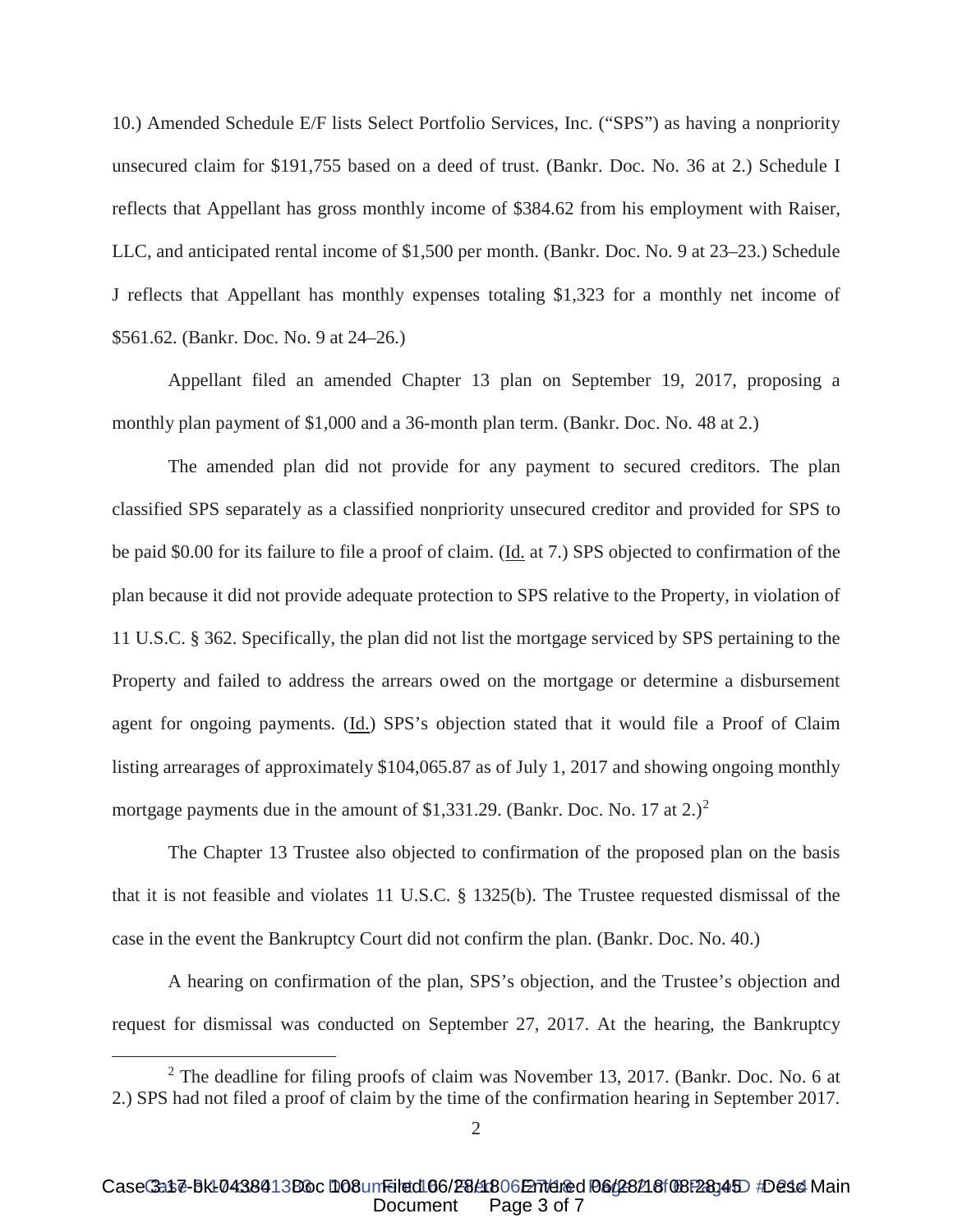10.) Amended Schedule E/F lists Select Portfolio Services, Inc. ("SPS") as having a nonpriority unsecured claim for $191,755 based on a deed of trust. (Bankr. Doc. No. 36 at 2.) Schedule I reflects that Appellant has gross monthly income of $384.62 from his employment with Raiser, LLC, and anticipated rental income of $1,500 per month. (Bankr. Doc. No. 9 at 23–23.) Schedule J reflects that Appellant has monthly expenses totaling $1,323 for a monthly net income of $561.62. (Bankr. Doc. No. 9 at 24–26.)

Appellant filed an amended Chapter 13 plan on September 19, 2017, proposing a monthly plan payment of $1,000 and a 36-month plan term. (Bankr. Doc. No. 48 at 2.)

The amended plan did not provide for any payment to secured creditors. The plan classified SPS separately as a classified nonpriority unsecured creditor and provided for SPS to be paid $0.00 for its failure to file a proof of claim. (Id. at 7.) SPS objected to confirmation of the plan because it did not provide adequate protection to SPS relative to the Property, in violation of 11 U.S.C. § 362. Specifically, the plan did not list the mortgage serviced by SPS pertaining to the Property and failed to address the arrears owed on the mortgage or determine a disbursement agent for ongoing payments. (Id.) SPS's objection stated that it would file a Proof of Claim listing arrearages of approximately $104,065.87 as of July 1, 2017 and showing ongoing monthly mortgage payments due in the amount of $1,331.29. (Bankr. Doc. No. 17 at 2.)[2]

The Chapter 13 Trustee also objected to confirmation of the proposed plan on the basis that it is not feasible and violates 11 U.S.C. § 1325(b). The Trustee requested dismissal of the case in the event the Bankruptcy Court did not confirm the plan. (Bankr. Doc. No. 40.)

A hearing on confirmation of the plan, SPS's objection, and the Trustee's objection and request for dismissal was conducted on September 27, 2017. At the hearing, the Bankruptcy

[2] The deadline for filing proofs of claim was November 13, 2017. (Bankr. Doc. No. 6 at 2.) SPS had not filed a proof of claim by the time of the confirmation hearing in September 2017.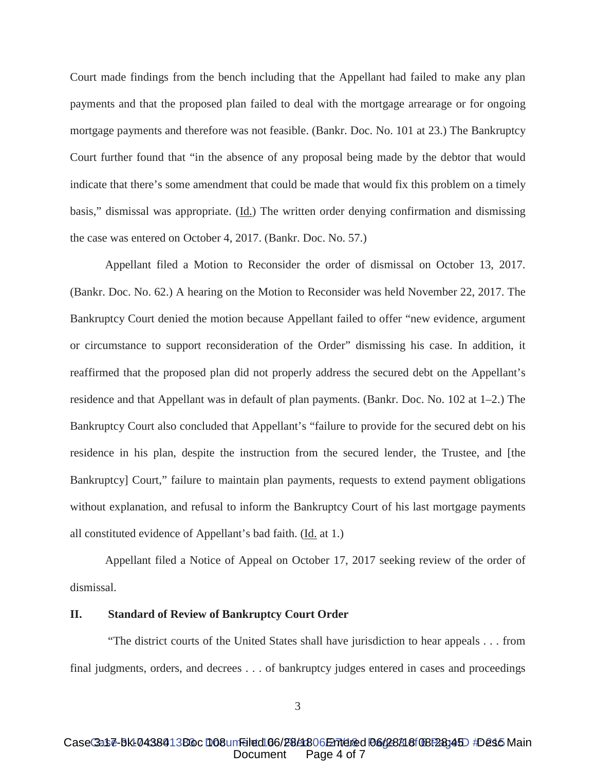Court made findings from the bench including that the Appellant had failed to make any plan payments and that the proposed plan failed to deal with the mortgage arrearage or for ongoing mortgage payments and therefore was not feasible. (Bankr. Doc. No. 101 at 23.) The Bankruptcy Court further found that "in the absence of any proposal being made by the debtor that would indicate that there's some amendment that could be made that would fix this problem on a timely basis," dismissal was appropriate. (Id.) The written order denying confirmation and dismissing the case was entered on October 4, 2017. (Bankr. Doc. No. 57.)

Appellant filed a Motion to Reconsider the order of dismissal on October 13, 2017. (Bankr. Doc. No. 62.) A hearing on the Motion to Reconsider was held November 22, 2017. The Bankruptcy Court denied the motion because Appellant failed to offer "new evidence, argument or circumstance to support reconsideration of the Order" dismissing his case. In addition, it reaffirmed that the proposed plan did not properly address the secured debt on the Appellant's residence and that Appellant was in default of plan payments. (Bankr. Doc. No. 102 at 1–2.) The Bankruptcy Court also concluded that Appellant's "failure to provide for the secured debt on his residence in his plan, despite the instruction from the secured lender, the Trustee, and [the Bankruptcy] Court," failure to maintain plan payments, requests to extend payment obligations without explanation, and refusal to inform the Bankruptcy Court of his last mortgage payments all constituted evidence of Appellant's bad faith. (Id. at 1.)

Appellant filed a Notice of Appeal on October 17, 2017 seeking review of the order of dismissal.

## II. Standard of Review of Bankruptcy Court Order

"The district courts of the United States shall have jurisdiction to hear appeals . . . from final judgments, orders, and decrees . . . of bankruptcy judges entered in cases and proceedings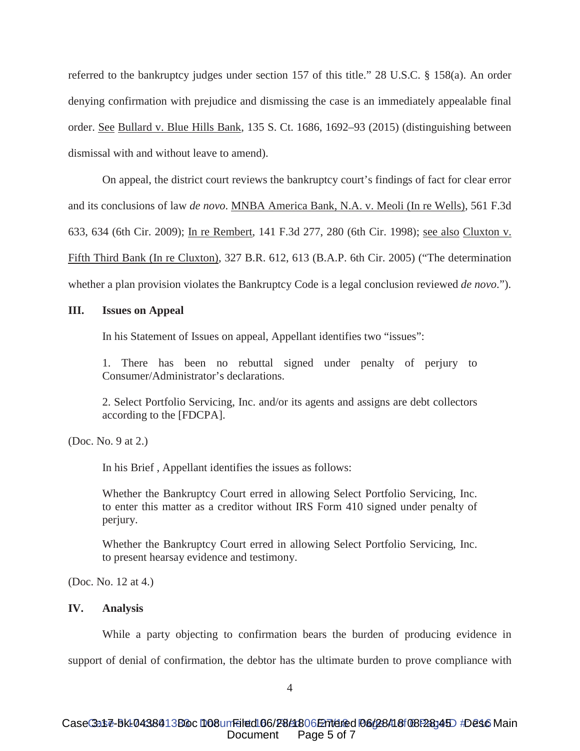referred to the bankruptcy judges under section 157 of this title." 28 U.S.C. § 158(a). An order denying confirmation with prejudice and dismissing the case is an immediately appealable final order. See Bullard v. Blue Hills Bank, 135 S. Ct. 1686, 1692–93 (2015) (distinguishing between dismissal with and without leave to amend).

On appeal, the district court reviews the bankruptcy court's findings of fact for clear error and its conclusions of law *de novo*. MNBA America Bank, N.A. v. Meoli (In re Wells), 561 F.3d 633, 634 (6th Cir. 2009); In re Rembert, 141 F.3d 277, 280 (6th Cir. 1998); see also Cluxton v. Fifth Third Bank (In re Cluxton), 327 B.R. 612, 613 (B.A.P. 6th Cir. 2005) ("The determination whether a plan provision violates the Bankruptcy Code is a legal conclusion reviewed *de novo*.").

## III. Issues on Appeal

In his Statement of Issues on appeal, Appellant identifies two "issues":

> 1. There has been no rebuttal signed under penalty of perjury to Consumer/Administrator's declarations.
>
> 2. Select Portfolio Servicing, Inc. and/or its agents and assigns are debt collectors according to the [FDCPA].

(Doc. No. 9 at 2.)

In his Brief , Appellant identifies the issues as follows:

> Whether the Bankruptcy Court erred in allowing Select Portfolio Servicing, Inc. to enter this matter as a creditor without IRS Form 410 signed under penalty of perjury.
>
> Whether the Bankruptcy Court erred in allowing Select Portfolio Servicing, Inc. to present hearsay evidence and testimony.

(Doc. No. 12 at 4.)

## IV. Analysis

While a party objecting to confirmation bears the burden of producing evidence in support of denial of confirmation, the debtor has the ultimate burden to prove compliance with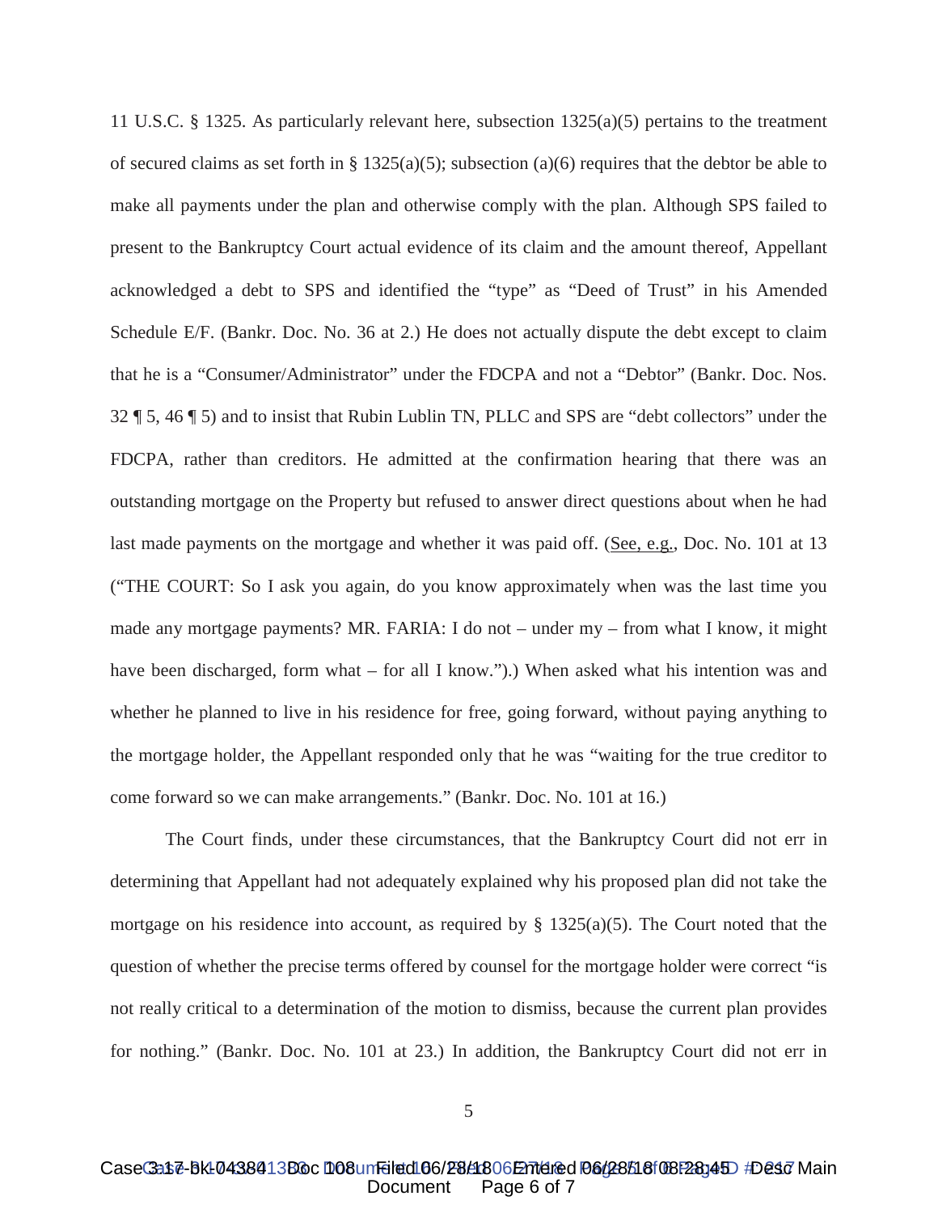11 U.S.C. § 1325. As particularly relevant here, subsection 1325(a)(5) pertains to the treatment of secured claims as set forth in § 1325(a)(5); subsection (a)(6) requires that the debtor be able to make all payments under the plan and otherwise comply with the plan. Although SPS failed to present to the Bankruptcy Court actual evidence of its claim and the amount thereof, Appellant acknowledged a debt to SPS and identified the "type" as "Deed of Trust" in his Amended Schedule E/F. (Bankr. Doc. No. 36 at 2.) He does not actually dispute the debt except to claim that he is a "Consumer/Administrator" under the FDCPA and not a "Debtor" (Bankr. Doc. Nos. 32 ¶ 5, 46 ¶ 5) and to insist that Rubin Lublin TN, PLLC and SPS are "debt collectors" under the FDCPA, rather than creditors. He admitted at the confirmation hearing that there was an outstanding mortgage on the Property but refused to answer direct questions about when he had last made payments on the mortgage and whether it was paid off. (See, e.g., Doc. No. 101 at 13 ("THE COURT: So I ask you again, do you know approximately when was the last time you made any mortgage payments? MR. FARIA: I do not – under my – from what I know, it might have been discharged, form what – for all I know.").) When asked what his intention was and whether he planned to live in his residence for free, going forward, without paying anything to the mortgage holder, the Appellant responded only that he was "waiting for the true creditor to come forward so we can make arrangements." (Bankr. Doc. No. 101 at 16.)

The Court finds, under these circumstances, that the Bankruptcy Court did not err in determining that Appellant had not adequately explained why his proposed plan did not take the mortgage on his residence into account, as required by § 1325(a)(5). The Court noted that the question of whether the precise terms offered by counsel for the mortgage holder were correct "is not really critical to a determination of the motion to dismiss, because the current plan provides for nothing." (Bankr. Doc. No. 101 at 23.) In addition, the Bankruptcy Court did not err in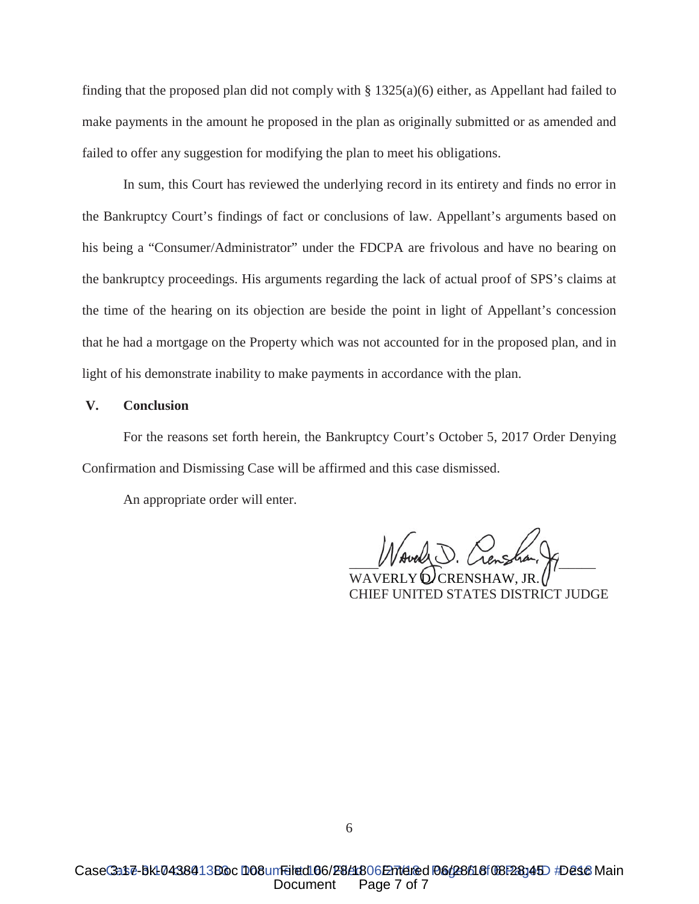finding that the proposed plan did not comply with § 1325(a)(6) either, as Appellant had failed to make payments in the amount he proposed in the plan as originally submitted or as amended and failed to offer any suggestion for modifying the plan to meet his obligations.

In sum, this Court has reviewed the underlying record in its entirety and finds no error in the Bankruptcy Court's findings of fact or conclusions of law. Appellant's arguments based on his being a "Consumer/Administrator" under the FDCPA are frivolous and have no bearing on the bankruptcy proceedings. His arguments regarding the lack of actual proof of SPS's claims at the time of the hearing on its objection are beside the point in light of Appellant's concession that he had a mortgage on the Property which was not accounted for in the proposed plan, and in light of his demonstrate inability to make payments in accordance with the plan.

## V. Conclusion

For the reasons set forth herein, the Bankruptcy Court's October 5, 2017 Order Denying Confirmation and Dismissing Case will be affirmed and this case dismissed.

An appropriate order will enter.

WAVERLY D. CRENSHAW, JR.
CHIEF UNITED STATES DISTRICT JUDGE